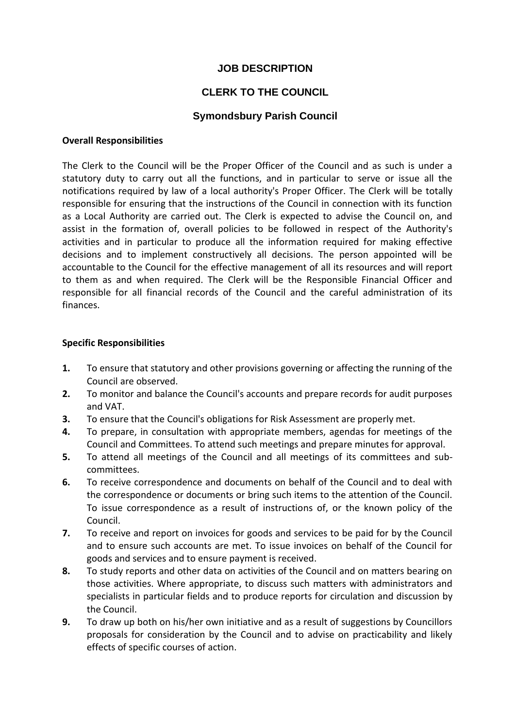# JOB DESCRIPTION

## CLERK TO THE COUNCIL

## Symondsbury Parish Council

**Overall Responsibilities**

The Clerk to the Council will be the Proper Officer of the Council and as such is under a statutory duty to carry out all the functions, and in particular to serve or issue all the notifications required by law of a local authority's Proper Officer. The Clerk will be totally responsible for ensuring that the instructions of the Council in connection with its function as a Local Authority are carried out. The Clerk is expected to advise the Council on, and assist in the formation of, overall policies to be followed in respect of the Authority's activities and in particular to produce all the information required for making effective decisions and to implement constructively all decisions. The person appointed will be accountable to the Council for the effective management of all its resources and will report to them as and when required. The Clerk will be the Responsible Financial Officer and responsible for all financial records of the Council and the careful administration of its finances.

**Specific Responsibilities**

1. To ensure that statutory and other provisions governing or affecting the running of the Council are observed.
2. To monitor and balance the Council's accounts and prepare records for audit purposes and VAT.
3. To ensure that the Council's obligations for Risk Assessment are properly met.
4. To prepare, in consultation with appropriate members, agendas for meetings of the Council and Committees. To attend such meetings and prepare minutes for approval.
5. To attend all meetings of the Council and all meetings of its committees and sub-committees.
6. To receive correspondence and documents on behalf of the Council and to deal with the correspondence or documents or bring such items to the attention of the Council. To issue correspondence as a result of instructions of, or the known policy of the Council.
7. To receive and report on invoices for goods and services to be paid for by the Council and to ensure such accounts are met. To issue invoices on behalf of the Council for goods and services and to ensure payment is received.
8. To study reports and other data on activities of the Council and on matters bearing on those activities. Where appropriate, to discuss such matters with administrators and specialists in particular fields and to produce reports for circulation and discussion by the Council.
9. To draw up both on his/her own initiative and as a result of suggestions by Councillors proposals for consideration by the Council and to advise on practicability and likely effects of specific courses of action.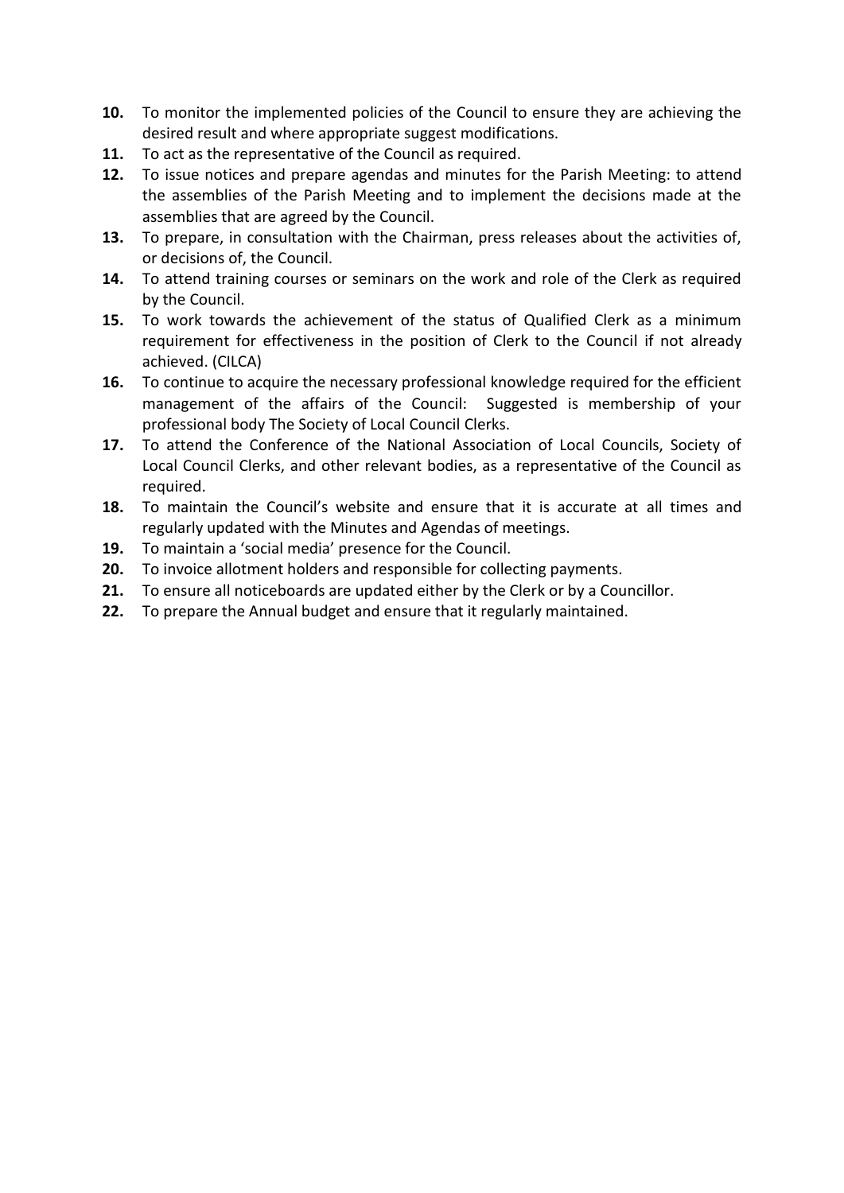**10.** To monitor the implemented policies of the Council to ensure they are achieving the desired result and where appropriate suggest modifications.

**11.** To act as the representative of the Council as required.

**12.** To issue notices and prepare agendas and minutes for the Parish Meeting: to attend the assemblies of the Parish Meeting and to implement the decisions made at the assemblies that are agreed by the Council.

**13.** To prepare, in consultation with the Chairman, press releases about the activities of, or decisions of, the Council.

**14.** To attend training courses or seminars on the work and role of the Clerk as required by the Council.

**15.** To work towards the achievement of the status of Qualified Clerk as a minimum requirement for effectiveness in the position of Clerk to the Council if not already achieved. (CILCA)

**16.** To continue to acquire the necessary professional knowledge required for the efficient management of the affairs of the Council: Suggested is membership of your professional body The Society of Local Council Clerks.

**17.** To attend the Conference of the National Association of Local Councils, Society of Local Council Clerks, and other relevant bodies, as a representative of the Council as required.

**18.** To maintain the Council's website and ensure that it is accurate at all times and regularly updated with the Minutes and Agendas of meetings.

**19.** To maintain a 'social media' presence for the Council.

**20.** To invoice allotment holders and responsible for collecting payments.

**21.** To ensure all noticeboards are updated either by the Clerk or by a Councillor.

**22.** To prepare the Annual budget and ensure that it regularly maintained.